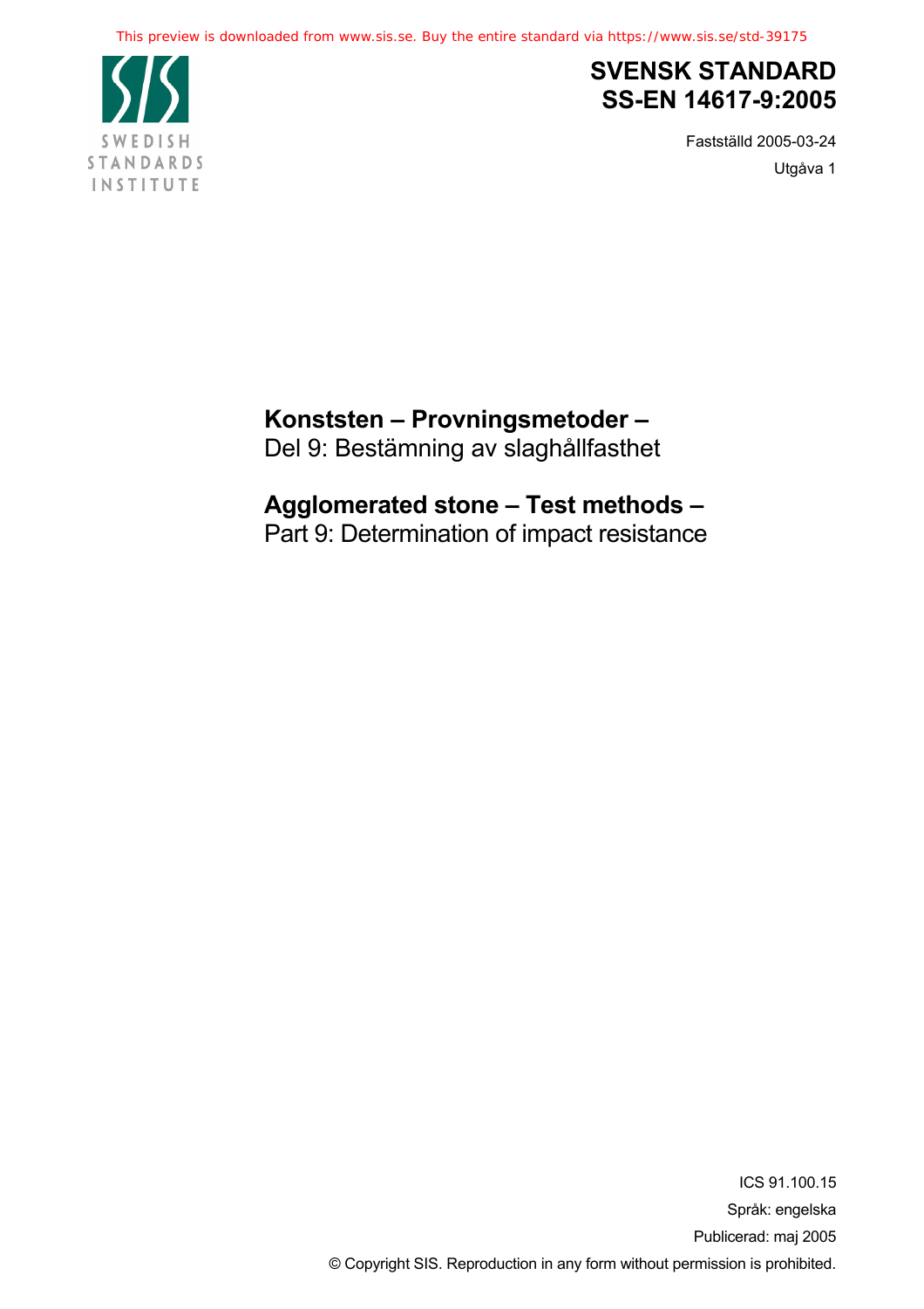# SVENSK STANDARD
# SS-EN 14617-9:2005

Fastställd 2005-03-24

Utgåva 1

## Konststen – Provningsmetoder –
Del 9: Bestämning av slaghållfasthet

## Agglomerated stone – Test methods –
Part 9: Determination of impact resistance

ICS 91.100.15

Språk: engelska

Publicerad: maj 2005

© Copyright SIS. Reproduction in any form without permission is prohibited.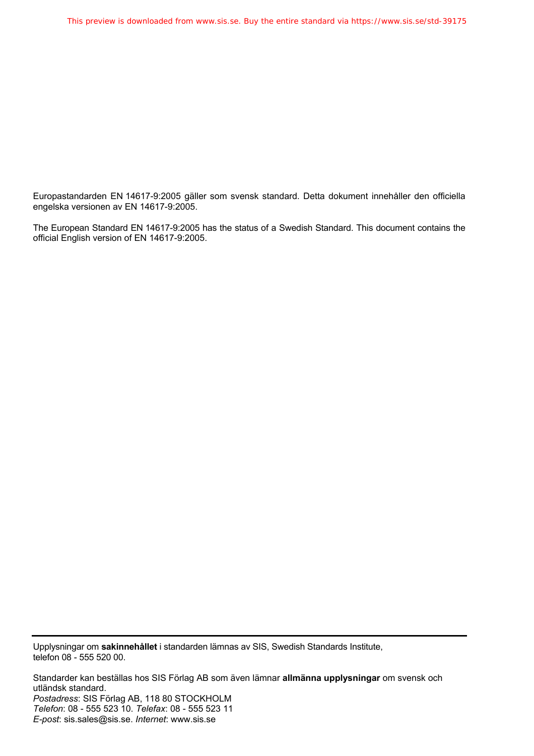Europastandarden EN 14617-9:2005 gäller som svensk standard. Detta dokument innehåller den officiella engelska versionen av EN 14617-9:2005.

The European Standard EN 14617-9:2005 has the status of a Swedish Standard. This document contains the official English version of EN 14617-9:2005.

---

Upplysningar om **sakinnehållet** i standarden lämnas av SIS, Swedish Standards Institute, telefon 08 - 555 520 00.

Standarder kan beställas hos SIS Förlag AB som även lämnar **allmänna upplysningar** om svensk och utländsk standard.
*Postadress*: SIS Förlag AB, 118 80 STOCKHOLM
*Telefon*: 08 - 555 523 10. *Telefax*: 08 - 555 523 11
*E-post*: sis.sales@sis.se. *Internet*: www.sis.se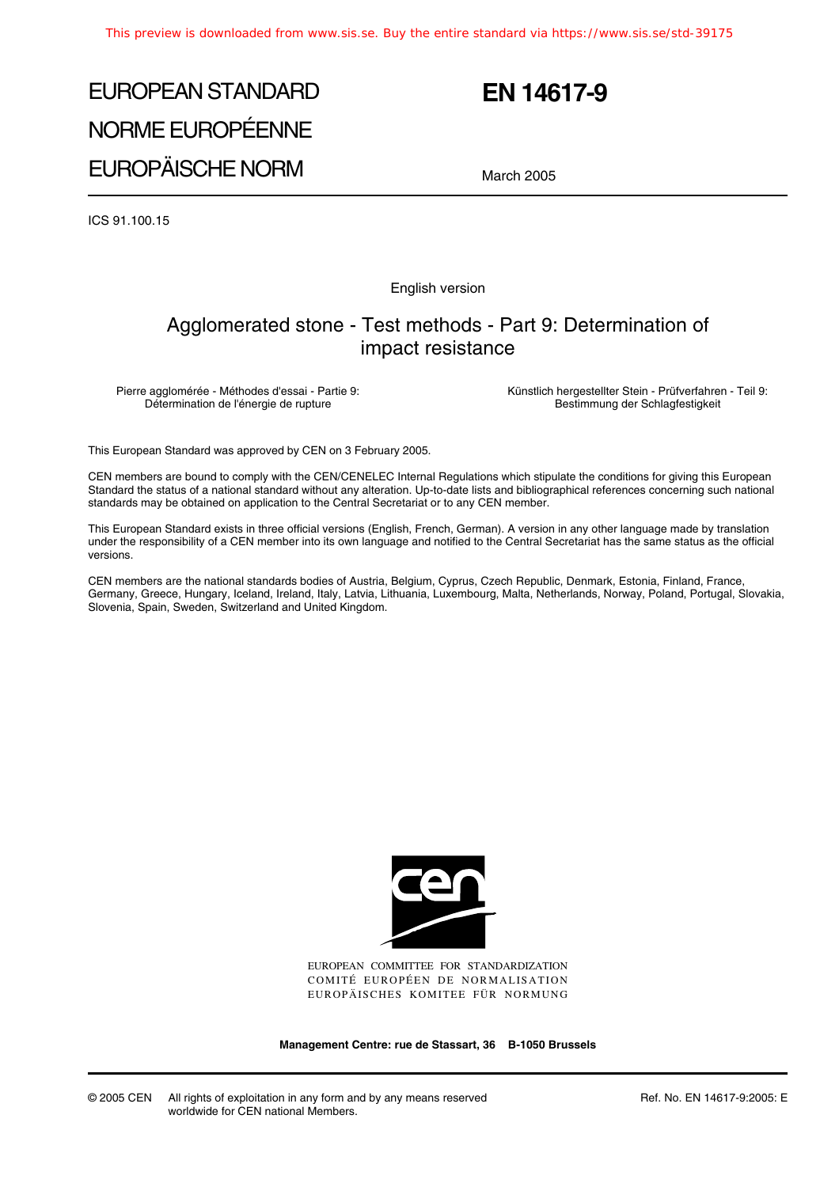This preview is downloaded from www.sis.se. Buy the entire standard via https://www.sis.se/std-39175

# EUROPEAN STANDARD
# NORME EUROPÉENNE
# EUROPÄISCHE NORM

# EN 14617-9

March 2005

ICS 91.100.15

English version

## Agglomerated stone - Test methods - Part 9: Determination of impact resistance

Pierre agglomérée - Méthodes d'essai - Partie 9: Détermination de l'énergie de rupture

Künstlich hergestellter Stein - Prüfverfahren - Teil 9: Bestimmung der Schlagfestigkeit

This European Standard was approved by CEN on 3 February 2005.

CEN members are bound to comply with the CEN/CENELEC Internal Regulations which stipulate the conditions for giving this European Standard the status of a national standard without any alteration. Up-to-date lists and bibliographical references concerning such national standards may be obtained on application to the Central Secretariat or to any CEN member.

This European Standard exists in three official versions (English, French, German). A version in any other language made by translation under the responsibility of a CEN member into its own language and notified to the Central Secretariat has the same status as the official versions.

CEN members are the national standards bodies of Austria, Belgium, Cyprus, Czech Republic, Denmark, Estonia, Finland, France, Germany, Greece, Hungary, Iceland, Ireland, Italy, Latvia, Lithuania, Luxembourg, Malta, Netherlands, Norway, Poland, Portugal, Slovakia, Slovenia, Spain, Sweden, Switzerland and United Kingdom.

EUROPEAN COMMITTEE FOR STANDARDIZATION
COMITÉ EUROPÉEN DE NORMALISATION
EUROPÄISCHES KOMITEE FÜR NORMUNG

**Management Centre: rue de Stassart, 36 B-1050 Brussels**

© 2005 CEN All rights of exploitation in any form and by any means reserved worldwide for CEN national Members.

Ref. No. EN 14617-9:2005: E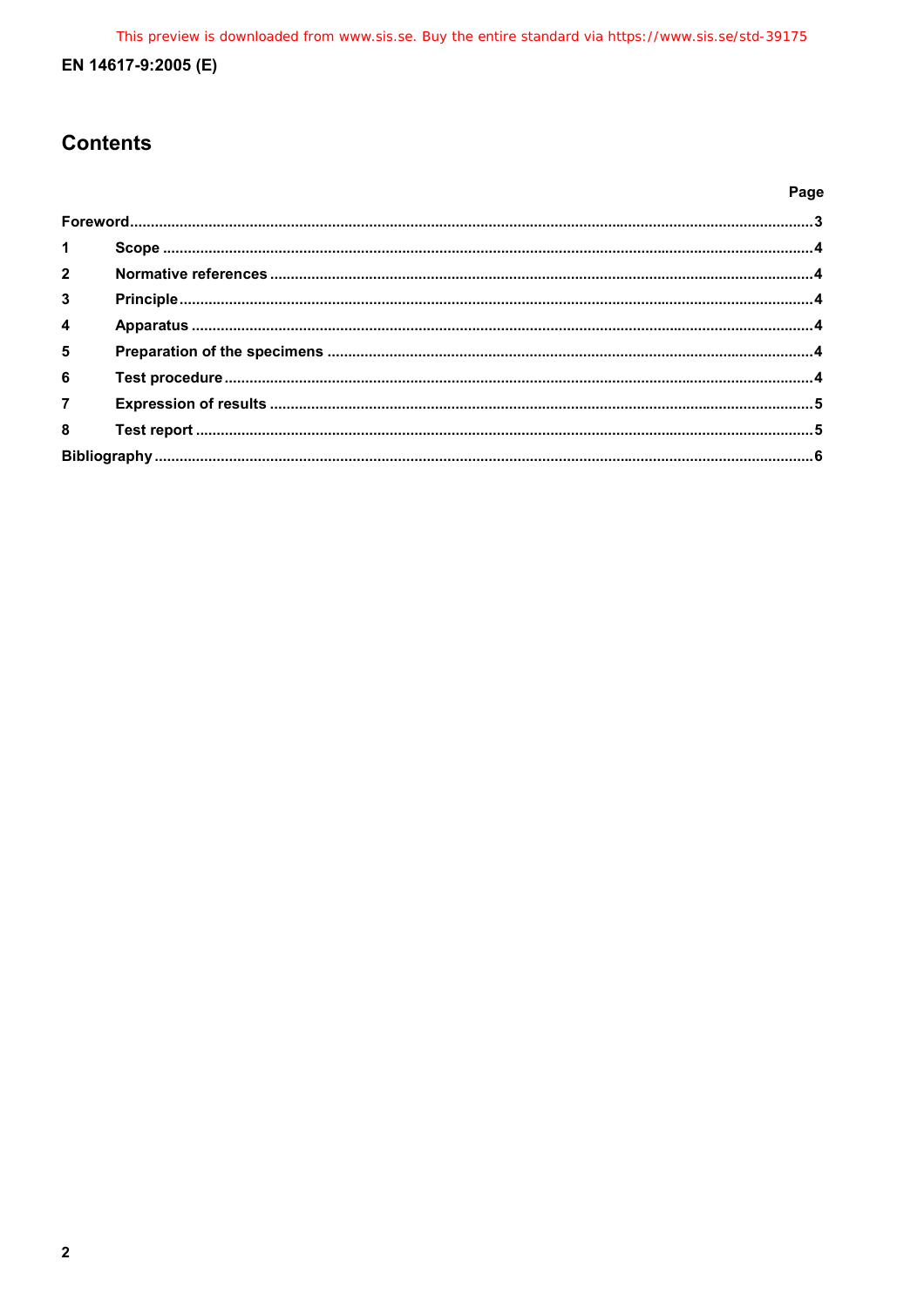# Contents

| | | Page |
|---|---|---|
| Foreword | | 3 |
| 1 | Scope | 4 |
| 2 | Normative references | 4 |
| 3 | Principle | 4 |
| 4 | Apparatus | 4 |
| 5 | Preparation of the specimens | 4 |
| 6 | Test procedure | 4 |
| 7 | Expression of results | 5 |
| 8 | Test report | 5 |
| Bibliography | | 6 |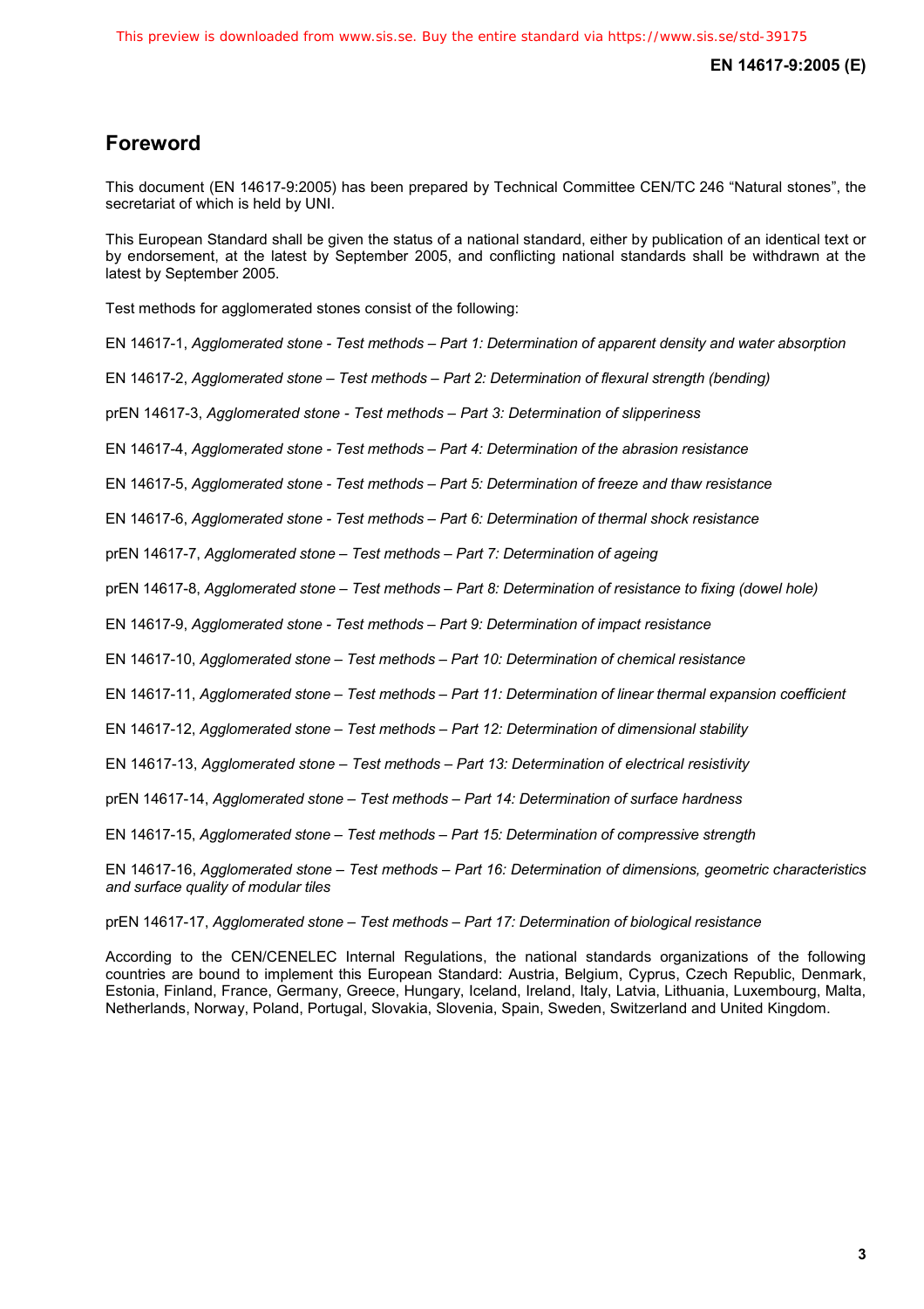## Foreword

This document (EN 14617-9:2005) has been prepared by Technical Committee CEN/TC 246 "Natural stones", the secretariat of which is held by UNI.

This European Standard shall be given the status of a national standard, either by publication of an identical text or by endorsement, at the latest by September 2005, and conflicting national standards shall be withdrawn at the latest by September 2005.

Test methods for agglomerated stones consist of the following:

EN 14617-1, *Agglomerated stone - Test methods – Part 1: Determination of apparent density and water absorption*

EN 14617-2, *Agglomerated stone – Test methods – Part 2: Determination of flexural strength (bending)*

prEN 14617-3, *Agglomerated stone - Test methods – Part 3: Determination of slipperiness*

EN 14617-4, *Agglomerated stone - Test methods – Part 4: Determination of the abrasion resistance*

EN 14617-5, *Agglomerated stone - Test methods – Part 5: Determination of freeze and thaw resistance*

EN 14617-6, *Agglomerated stone - Test methods – Part 6: Determination of thermal shock resistance*

prEN 14617-7, *Agglomerated stone – Test methods – Part 7: Determination of ageing*

prEN 14617-8, *Agglomerated stone – Test methods – Part 8: Determination of resistance to fixing (dowel hole)*

EN 14617-9, *Agglomerated stone - Test methods – Part 9: Determination of impact resistance*

EN 14617-10, *Agglomerated stone – Test methods – Part 10: Determination of chemical resistance*

EN 14617-11, *Agglomerated stone – Test methods – Part 11: Determination of linear thermal expansion coefficient*

EN 14617-12, *Agglomerated stone – Test methods – Part 12: Determination of dimensional stability*

EN 14617-13, *Agglomerated stone – Test methods – Part 13: Determination of electrical resistivity*

prEN 14617-14, *Agglomerated stone – Test methods – Part 14: Determination of surface hardness*

EN 14617-15, *Agglomerated stone – Test methods – Part 15: Determination of compressive strength*

EN 14617-16, *Agglomerated stone – Test methods – Part 16: Determination of dimensions, geometric characteristics and surface quality of modular tiles*

prEN 14617-17, *Agglomerated stone – Test methods – Part 17: Determination of biological resistance*

According to the CEN/CENELEC Internal Regulations, the national standards organizations of the following countries are bound to implement this European Standard: Austria, Belgium, Cyprus, Czech Republic, Denmark, Estonia, Finland, France, Germany, Greece, Hungary, Iceland, Ireland, Italy, Latvia, Lithuania, Luxembourg, Malta, Netherlands, Norway, Poland, Portugal, Slovakia, Slovenia, Spain, Sweden, Switzerland and United Kingdom.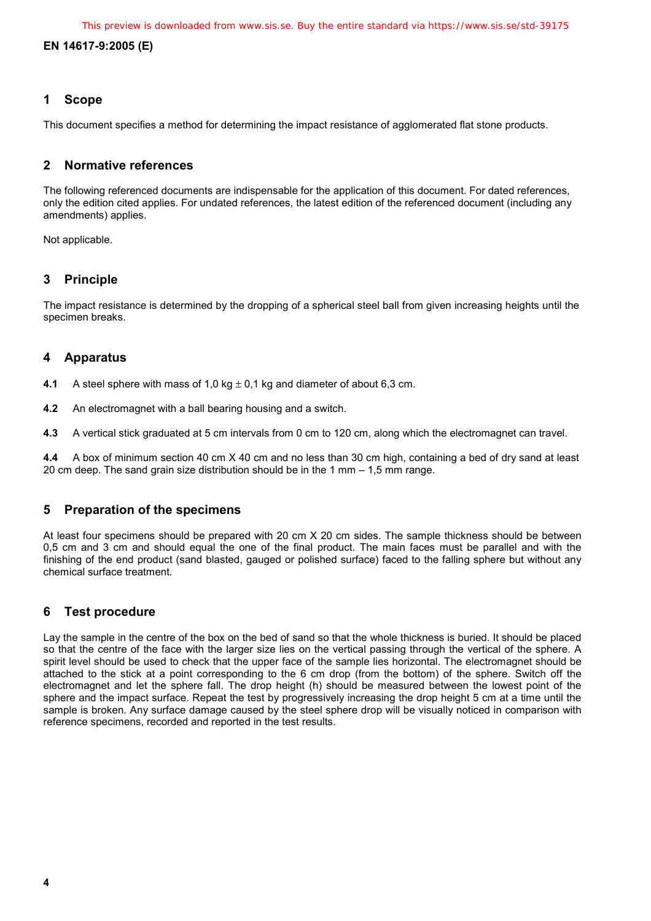## 1 Scope

This document specifies a method for determining the impact resistance of agglomerated flat stone products.

## 2 Normative references

The following referenced documents are indispensable for the application of this document. For dated references, only the edition cited applies. For undated references, the latest edition of the referenced document (including any amendments) applies.

Not applicable.

## 3 Principle

The impact resistance is determined by the dropping of a spherical steel ball from given increasing heights until the specimen breaks.

## 4 Apparatus

**4.1** A steel sphere with mass of 1,0 kg ± 0,1 kg and diameter of about 6,3 cm.

**4.2** An electromagnet with a ball bearing housing and a switch.

**4.3** A vertical stick graduated at 5 cm intervals from 0 cm to 120 cm, along which the electromagnet can travel.

**4.4** A box of minimum section 40 cm X 40 cm and no less than 30 cm high, containing a bed of dry sand at least 20 cm deep. The sand grain size distribution should be in the 1 mm – 1,5 mm range.

## 5 Preparation of the specimens

At least four specimens should be prepared with 20 cm X 20 cm sides. The sample thickness should be between 0,5 cm and 3 cm and should equal the one of the final product. The main faces must be parallel and with the finishing of the end product (sand blasted, gauged or polished surface) faced to the falling sphere but without any chemical surface treatment.

## 6 Test procedure

Lay the sample in the centre of the box on the bed of sand so that the whole thickness is buried. It should be placed so that the centre of the face with the larger size lies on the vertical passing through the vertical of the sphere. A spirit level should be used to check that the upper face of the sample lies horizontal. The electromagnet should be attached to the stick at a point corresponding to the 6 cm drop (from the bottom) of the sphere. Switch off the electromagnet and let the sphere fall. The drop height (h) should be measured between the lowest point of the sphere and the impact surface. Repeat the test by progressively increasing the drop height 5 cm at a time until the sample is broken. Any surface damage caused by the steel sphere drop will be visually noticed in comparison with reference specimens, recorded and reported in the test results.